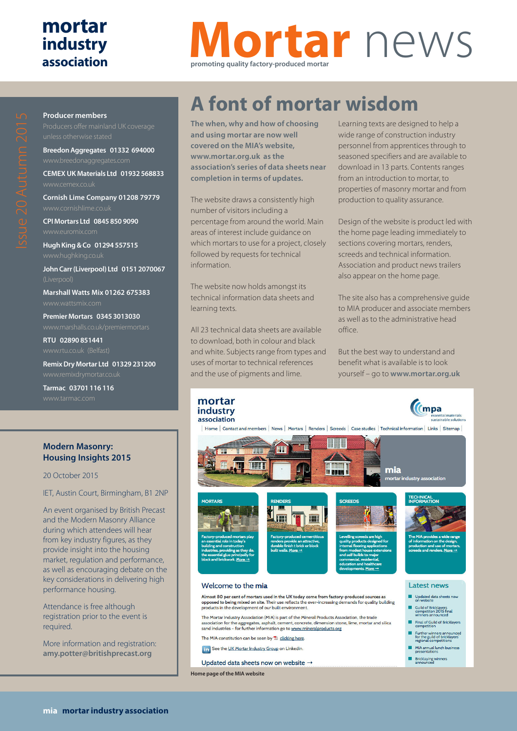# mortar industry association

# Mortar news

promoting quality factory-produced mortar

Issue 20 Autumn 2015

## Producer members

Producers offer mainland UK coverage unless otherwise stated

**Breedon Aggregates 01332 694000**
www.breedonaggregates.com

**CEMEX UK Materials Ltd 01932 568833**
www.cemex.co.uk

**Cornish Lime Company 01208 79779**
www.cornishlime.co.uk

**CPI Mortars Ltd 0845 850 9090**
www.euromix.com

**Hugh King & Co 01294 557515**
www.hughking.co.uk

**John Carr (Liverpool) Ltd 0151 2070067**
(Liverpool)

**Marshall Watts Mix 01262 675383**
www.wattsmix.com

**Premier Mortars 0345 3013030**
www.marshalls.co.uk/premiermortars

**RTU 02890 851441**
www.rtu.co.uk (Belfast)

**Remix Dry Mortar Ltd 01329 231200**
www.remixdrymortar.co.uk

**Tarmac 03701 116 116**
www.tarmac.com

## Modern Masonry: Housing Insights 2015

20 October 2015

IET, Austin Court, Birmingham, B1 2NP

An event organised by British Precast and the Modern Masonry Alliance during which attendees will hear from key industry figures, as they provide insight into the housing market, regulation and performance, as well as encouraging debate on the key considerations in delivering high performance housing.

Attendance is free although registration prior to the event is required.

More information and registration: **amy.potter@britishprecast.org**

# A font of mortar wisdom

**The when, why and how of choosing and using mortar are now well covered on the MIA's website, www.mortar.org.uk as the association's series of data sheets near completion in terms of updates.**

The website draws a consistently high number of visitors including a percentage from around the world. Main areas of interest include guidance on which mortars to use for a project, closely followed by requests for technical information.

The website now holds amongst its technical information data sheets and learning texts.

All 23 technical data sheets are available to download, both in colour and black and white. Subjects range from types and uses of mortar to technical references and the use of pigments and lime.

Learning texts are designed to help a wide range of construction industry personnel from apprentices through to seasoned specifiers and are available to download in 13 parts. Contents ranges from an introduction to mortar, to properties of masonry mortar and from production to quality assurance.

Design of the website is product led with the home page leading immediately to sections covering mortars, renders, screeds and technical information. Association and product news trailers also appear on the home page.

The site also has a comprehensive guide to MIA producer and associate members as well as to the administrative head office.

But the best way to understand and benefit what is available is to look yourself – go to **www.mortar.org.uk**

**Home page of the MIA website**

**mia mortar industry association**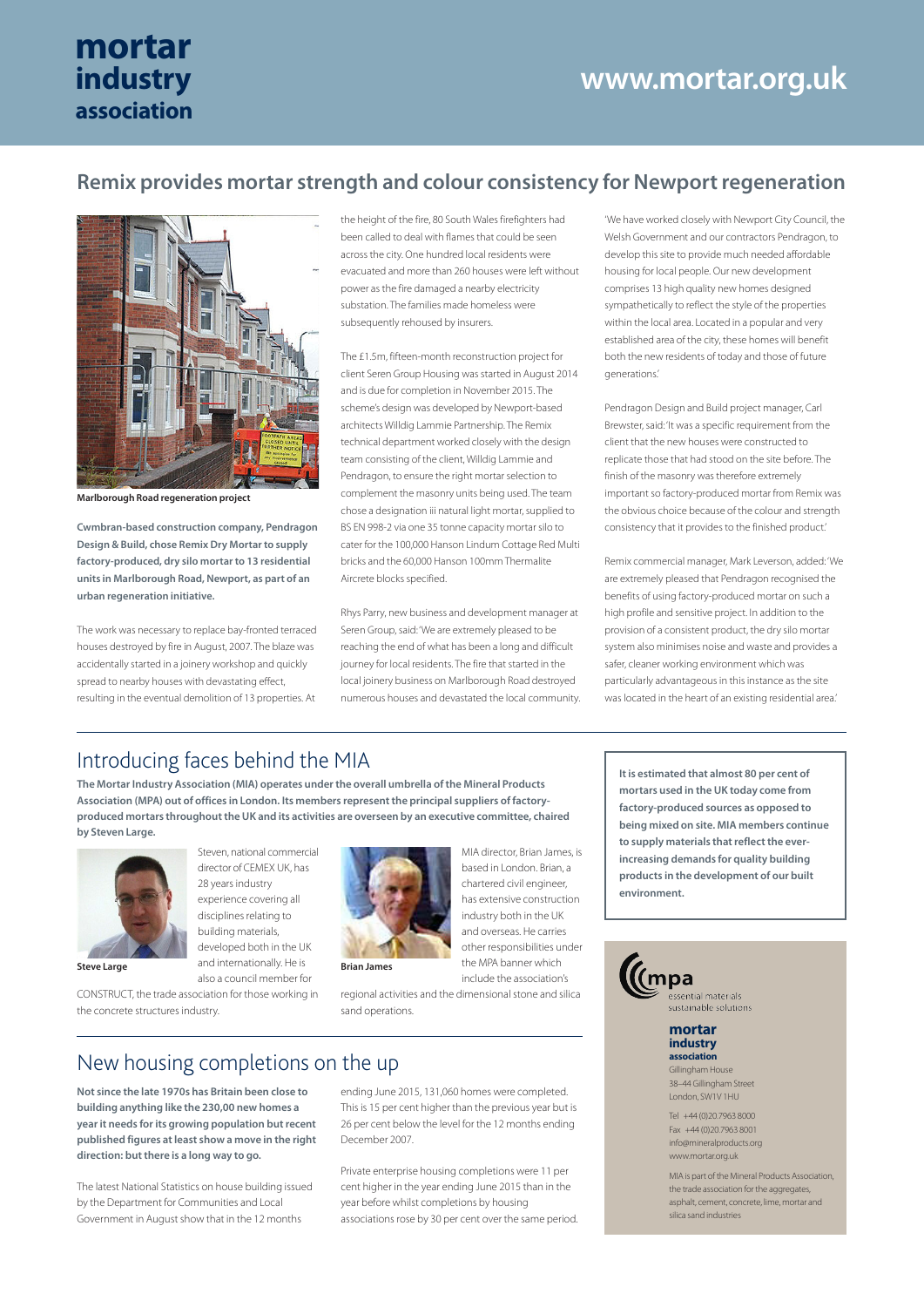# mortar industry association

www.mortar.org.uk

## Remix provides mortar strength and colour consistency for Newport regeneration

Marlborough Road regeneration project

**Cwmbran-based construction company, Pendragon Design & Build, chose Remix Dry Mortar to supply factory-produced, dry silo mortar to 13 residential units in Marlborough Road, Newport, as part of an urban regeneration initiative.**

The work was necessary to replace bay-fronted terraced houses destroyed by fire in August, 2007. The blaze was accidentally started in a joinery workshop and quickly spread to nearby houses with devastating effect, resulting in the eventual demolition of 13 properties. At the height of the fire, 80 South Wales firefighters had been called to deal with flames that could be seen across the city. One hundred local residents were evacuated and more than 260 houses were left without power as the fire damaged a nearby electricity substation. The families made homeless were subsequently rehoused by insurers.

The £1.5m, fifteen-month reconstruction project for client Seren Group Housing was started in August 2014 and is due for completion in November 2015. The scheme's design was developed by Newport-based architects Willdig Lammie Partnership. The Remix technical department worked closely with the design team consisting of the client, Willdig Lammie and Pendragon, to ensure the right mortar selection to complement the masonry units being used. The team chose a designation iii natural light mortar, supplied to BS EN 998-2 via one 35 tonne capacity mortar silo to cater for the 100,000 Hanson Lindum Cottage Red Multi bricks and the 60,000 Hanson 100mm Thermalite Aircrete blocks specified.

Rhys Parry, new business and development manager at Seren Group, said: 'We are extremely pleased to be reaching the end of what has been a long and difficult journey for local residents. The fire that started in the local joinery business on Marlborough Road destroyed numerous houses and devastated the local community. 'We have worked closely with Newport City Council, the Welsh Government and our contractors Pendragon, to develop this site to provide much needed affordable housing for local people. Our new development comprises 13 high quality new homes designed sympathetically to reflect the style of the properties within the local area. Located in a popular and very established area of the city, these homes will benefit both the new residents of today and those of future generations.'

Pendragon Design and Build project manager, Carl Brewster, said: 'It was a specific requirement from the client that the new houses were constructed to replicate those that had stood on the site before. The finish of the masonry was therefore extremely important so factory-produced mortar from Remix was the obvious choice because of the colour and strength consistency that it provides to the finished product.'

Remix commercial manager, Mark Leverson, added: 'We are extremely pleased that Pendragon recognised the benefits of using factory-produced mortar on such a high profile and sensitive project. In addition to the provision of a consistent product, the dry silo mortar system also minimises noise and waste and provides a safer, cleaner working environment which was particularly advantageous in this instance as the site was located in the heart of an existing residential area.'

## Introducing faces behind the MIA

**The Mortar Industry Association (MIA) operates under the overall umbrella of the Mineral Products Association (MPA) out of offices in London. Its members represent the principal suppliers of factory-produced mortars throughout the UK and its activities are overseen by an executive committee, chaired by Steven Large.**

Steve Large

Steven, national commercial director of CEMEX UK, has 28 years industry experience covering all disciplines relating to building materials, developed both in the UK and internationally. He is also a council member for CONSTRUCT, the trade association for those working in the concrete structures industry.

Brian James

MIA director, Brian James, is based in London. Brian, a chartered civil engineer, has extensive construction industry both in the UK and overseas. He carries other responsibilities under the MPA banner which include the association's regional activities and the dimensional stone and silica sand operations.

**It is estimated that almost 80 per cent of mortars used in the UK today come from factory-produced sources as opposed to being mixed on site. MIA members continue to supply materials that reflect the ever-increasing demands for quality building products in the development of our built environment.**

## New housing completions on the up

**Not since the late 1970s has Britain been close to building anything like the 230,00 new homes a year it needs for its growing population but recent published figures at least show a move in the right direction: but there is a long way to go.**

The latest National Statistics on house building issued by the Department for Communities and Local Government in August show that in the 12 months ending June 2015, 131,060 homes were completed. This is 15 per cent higher than the previous year but is 26 per cent below the level for the 12 months ending December 2007.

Private enterprise housing completions were 11 per cent higher in the year ending June 2015 than in the year before whilst completions by housing associations rose by 30 per cent over the same period.

mpa essential materials sustainable solutions

**mortar industry association**
Gillingham House
38–44 Gillingham Street
London, SW1V 1HU

Tel +44 (0)20 7963 8000
Fax +44 (0)20 7963 8001
info@mineralproducts.org
www.mortar.org.uk

MIA is part of the Mineral Products Association, the trade association for the aggregates, asphalt, cement, concrete, lime, mortar and silica sand industries